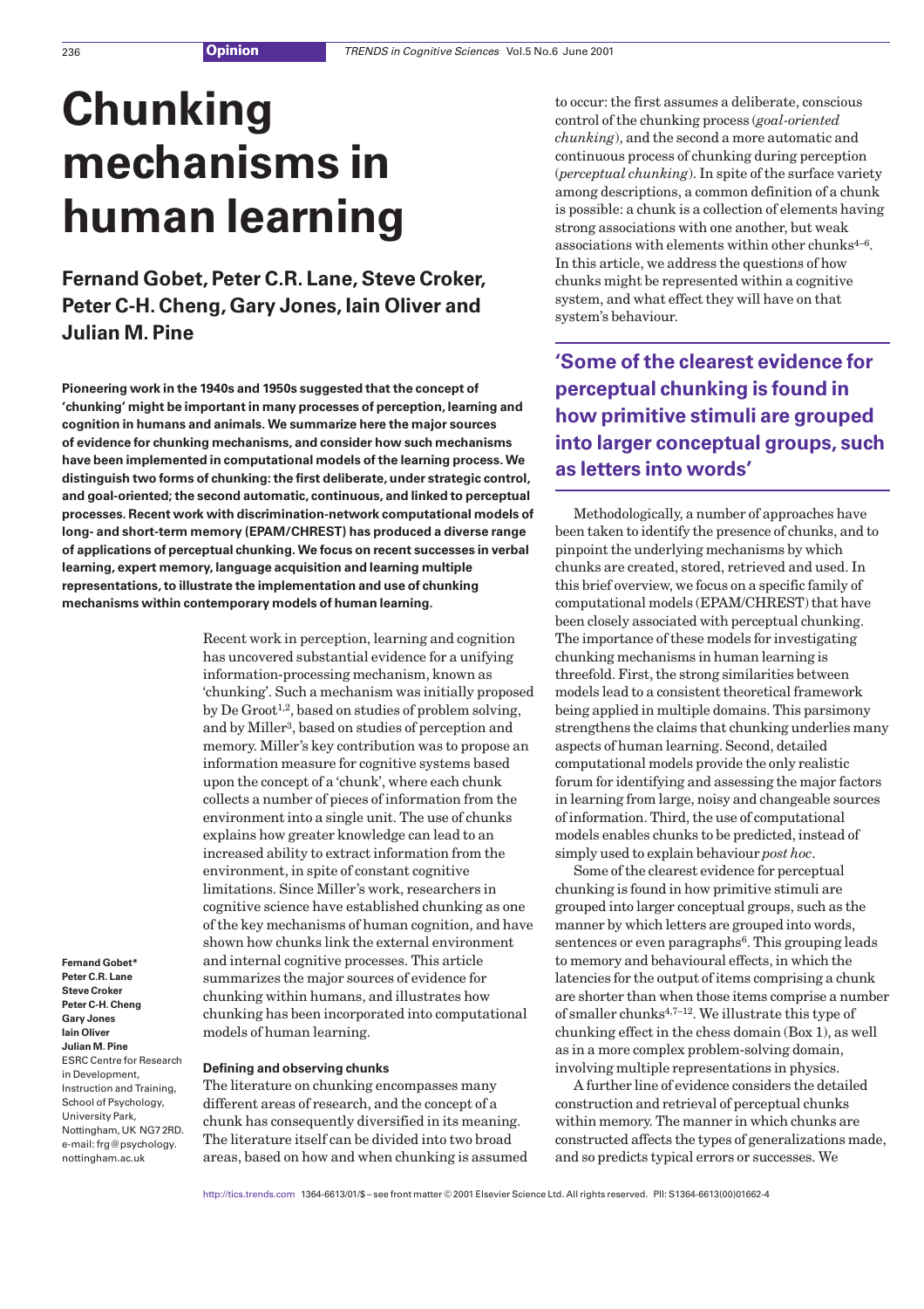# Chunking mechanisms in human learning

## Fernand Gobet, Peter C.R. Lane, Steve Croker, Peter C-H. Cheng, Gary Jones, Iain Oliver and Julian M. Pine

**Pioneering work in the 1940s and 1950s suggested that the concept of 'chunking' might be important in many processes of perception, learning and cognition in humans and animals. We summarize here the major sources of evidence for chunking mechanisms, and consider how such mechanisms have been implemented in computational models of the learning process. We distinguish two forms of chunking: the first deliberate, under strategic control, and goal-oriented; the second automatic, continuous, and linked to perceptual processes. Recent work with discrimination-network computational models of long- and short-term memory (EPAM/CHREST) has produced a diverse range of applications of perceptual chunking. We focus on recent successes in verbal learning, expert memory, language acquisition and learning multiple representations, to illustrate the implementation and use of chunking mechanisms within contemporary models of human learning.**

Fernand Gobet*
Peter C.R. Lane
Steve Croker
Peter C-H. Cheng
Gary Jones
Iain Oliver
Julian M. Pine
ESRC Centre for Research in Development, Instruction and Training, School of Psychology, University Park, Nottingham, UK NG7 2RD.
e-mail: frg@psychology.nottingham.ac.uk

Recent work in perception, learning and cognition has uncovered substantial evidence for a unifying information-processing mechanism, known as 'chunking'. Such a mechanism was initially proposed by De Groot[1,2], based on studies of problem solving, and by Miller[3], based on studies of perception and memory. Miller's key contribution was to propose an information measure for cognitive systems based upon the concept of a 'chunk', where each chunk collects a number of pieces of information from the environment into a single unit. The use of chunks explains how greater knowledge can lead to an increased ability to extract information from the environment, in spite of constant cognitive limitations. Since Miller's work, researchers in cognitive science have established chunking as one of the key mechanisms of human cognition, and have shown how chunks link the external environment and internal cognitive processes. This article summarizes the major sources of evidence for chunking within humans, and illustrates how chunking has been incorporated into computational models of human learning.

### Defining and observing chunks

The literature on chunking encompasses many different areas of research, and the concept of a chunk has consequently diversified in its meaning. The literature itself can be divided into two broad areas, based on how and when chunking is assumed to occur: the first assumes a deliberate, conscious control of the chunking process (*goal-oriented chunking*), and the second a more automatic and continuous process of chunking during perception (*perceptual chunking*). In spite of the surface variety among descriptions, a common definition of a chunk is possible: a chunk is a collection of elements having strong associations with one another, but weak associations with elements within other chunks[4–6]. In this article, we address the questions of how chunks might be represented within a cognitive system, and what effect they will have on that system's behaviour.

> **'Some of the clearest evidence for perceptual chunking is found in how primitive stimuli are grouped into larger conceptual groups, such as letters into words'**

Methodologically, a number of approaches have been taken to identify the presence of chunks, and to pinpoint the underlying mechanisms by which chunks are created, stored, retrieved and used. In this brief overview, we focus on a specific family of computational models (EPAM/CHREST) that have been closely associated with perceptual chunking. The importance of these models for investigating chunking mechanisms in human learning is threefold. First, the strong similarities between models lead to a consistent theoretical framework being applied in multiple domains. This parsimony strengthens the claims that chunking underlies many aspects of human learning. Second, detailed computational models provide the only realistic forum for identifying and assessing the major factors in learning from large, noisy and changeable sources of information. Third, the use of computational models enables chunks to be predicted, instead of simply used to explain behaviour *post hoc*.

Some of the clearest evidence for perceptual chunking is found in how primitive stimuli are grouped into larger conceptual groups, such as the manner by which letters are grouped into words, sentences or even paragraphs[6]. This grouping leads to memory and behavioural effects, in which the latencies for the output of items comprising a chunk are shorter than when those items comprise a number of smaller chunks[4,7–12]. We illustrate this type of chunking effect in the chess domain (Box 1), as well as in a more complex problem-solving domain, involving multiple representations in physics.

A further line of evidence considers the detailed construction and retrieval of perceptual chunks within memory. The manner in which chunks are constructed affects the types of generalizations made, and so predicts typical errors or successes. We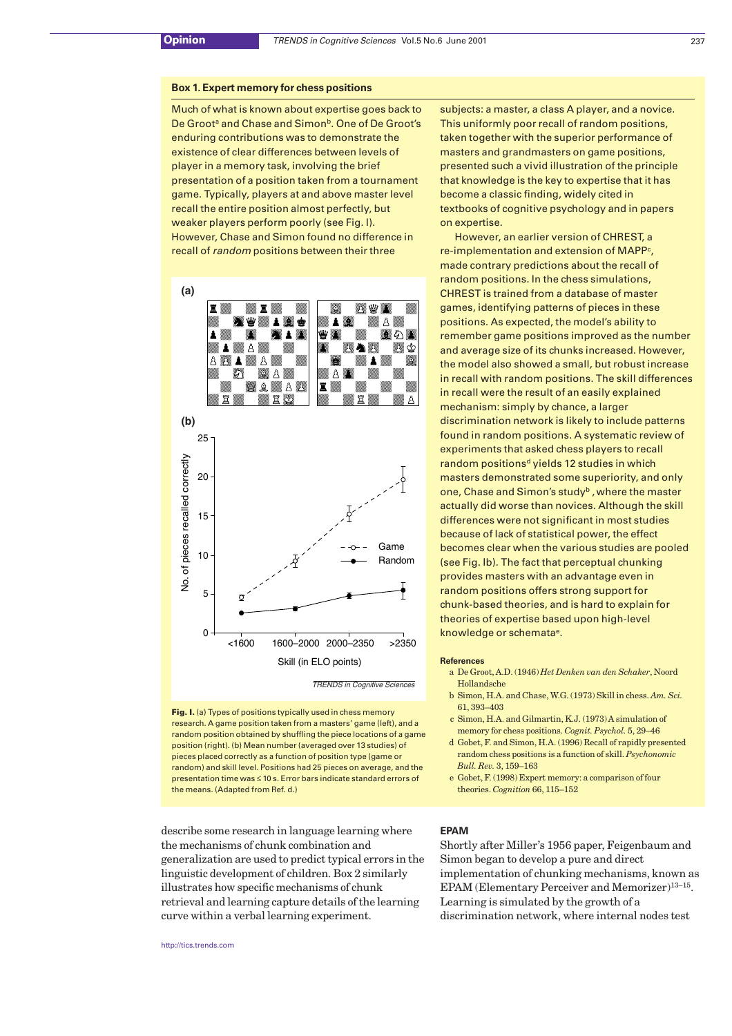### Box 1. Expert memory for chess positions

Much of what is known about expertise goes back to De Groot[a] and Chase and Simon[b]. One of De Groot's enduring contributions was to demonstrate the existence of clear differences between levels of player in a memory task, involving the brief presentation of a position taken from a tournament game. Typically, players at and above master level recall the entire position almost perfectly, but weaker players perform poorly (see Fig. I). However, Chase and Simon found no difference in recall of *random* positions between their three subjects: a master, a class A player, and a novice. This uniformly poor recall of random positions, taken together with the superior performance of masters and grandmasters on game positions, presented such a vivid illustration of the principle that knowledge is the key to expertise that it has become a classic finding, widely cited in textbooks of cognitive psychology and in papers on expertise.

However, an earlier version of CHREST, a re-implementation and extension of MAPP[c], made contrary predictions about the recall of random positions. In the chess simulations, CHREST is trained from a database of master games, identifying patterns of pieces in these positions. As expected, the model's ability to remember game positions improved as the number and average size of its chunks increased. However, the model also showed a small, but robust increase in recall with random positions. The skill differences in recall were the result of an easily explained mechanism: simply by chance, a larger discrimination network is likely to include patterns found in random positions. A systematic review of experiments that asked chess players to recall random positions[d] yields 12 studies in which masters demonstrated some superiority, and only one, Chase and Simon's study[b], where the master actually did worse than novices. Although the skill differences were not significant in most studies because of lack of statistical power, the effect becomes clear when the various studies are pooled (see Fig. Ib). The fact that perceptual chunking provides masters with an advantage even in random positions offers strong support for chunk-based theories, and is hard to explain for theories of expertise based upon high-level knowledge or schemata[e].

(a)

(b)

No. of pieces recalled correctly

25
20
15
10
5
0

Game
Random

<1600
1600–2000
2000–2350
>2350

Skill (in ELO points)

TRENDS in Cognitive Sciences

**Fig. I.** (a) Types of positions typically used in chess memory research. A game position taken from a masters' game (left), and a random position obtained by shuffling the piece locations of a game position (right). (b) Mean number (averaged over 13 studies) of pieces placed correctly as a function of position type (game or random) and skill level. Positions had 25 pieces on average, and the presentation time was ≤ 10 s. Error bars indicate standard errors of the means. (Adapted from Ref. d.)

#### References

a De Groot, A.D. (1946) *Het Denken van den Schaker*, Noord Hollandsche

b Simon, H.A. and Chase, W.G. (1973) Skill in chess. *Am. Sci.* 61, 393–403

c Simon, H.A. and Gilmartin, K.J. (1973) A simulation of memory for chess positions. *Cognit. Psychol.* 5, 29–46

d Gobet, F. and Simon, H.A. (1996) Recall of rapidly presented random chess positions is a function of skill. *Psychonomic Bull. Rev.* 3, 159–163

e Gobet, F. (1998) Expert memory: a comparison of four theories. *Cognition* 66, 115–152

---

describe some research in language learning where the mechanisms of chunk combination and generalization are used to predict typical errors in the linguistic development of children. Box 2 similarly illustrates how specific mechanisms of chunk retrieval and learning capture details of the learning curve within a verbal learning experiment.

## EPAM

Shortly after Miller's 1956 paper, Feigenbaum and Simon began to develop a pure and direct implementation of chunking mechanisms, known as EPAM (Elementary Perceiver and Memorizer)[13–15]. Learning is simulated by the growth of a discrimination network, where internal nodes test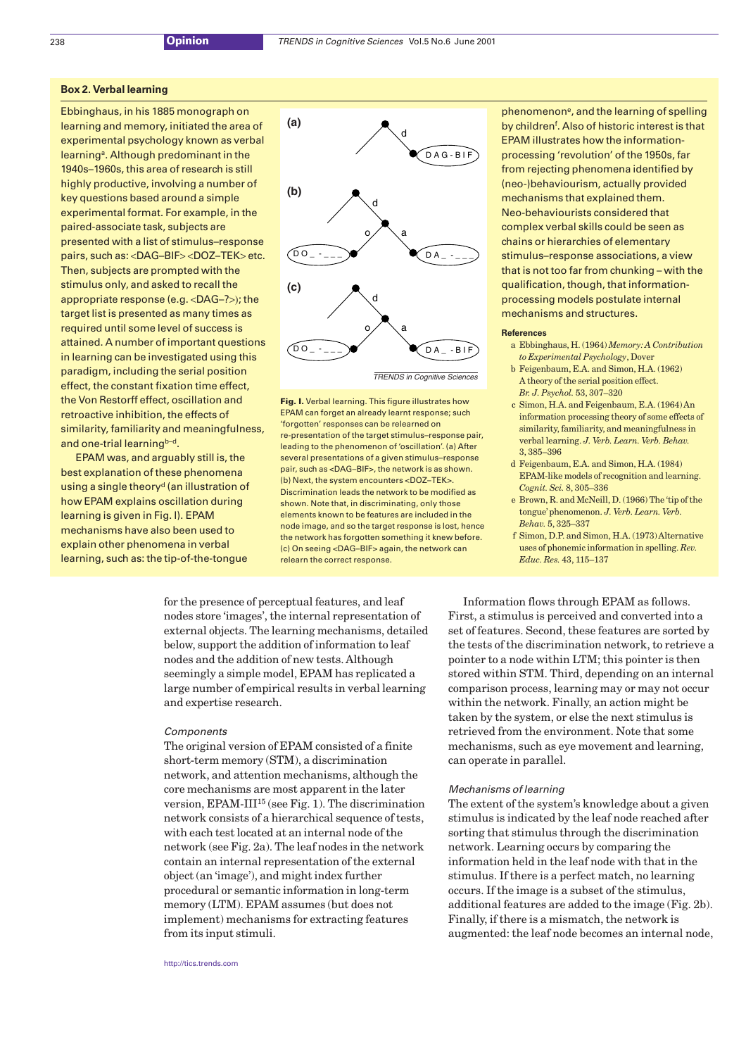## Box 2. Verbal learning

Ebbinghaus, in his 1885 monograph on learning and memory, initiated the area of experimental psychology known as verbal learning[a]. Although predominant in the 1940s–1960s, this area of research is still highly productive, involving a number of key questions based around a simple experimental format. For example, in the paired-associate task, subjects are presented with a list of stimulus–response pairs, such as: <DAG–BIF> <DOZ–TEK> etc. Then, subjects are prompted with the stimulus only, and asked to recall the appropriate response (e.g. <DAG–?>); the target list is presented as many times as required until some level of success is attained. A number of important questions in learning can be investigated using this paradigm, including the serial position effect, the constant fixation time effect, the Von Restorff effect, oscillation and retroactive inhibition, the effects of similarity, familiarity and meaningfulness, and one-trial learning[b–d].

EPAM was, and arguably still is, the best explanation of these phenomena using a single theory[d] (an illustration of how EPAM explains oscillation during learning is given in Fig. I). EPAM mechanisms have also been used to explain other phenomena in verbal learning, such as: the tip-of-the-tongue phenomenon[e], and the learning of spelling by children[f]. Also of historic interest is that EPAM illustrates how the information-processing 'revolution' of the 1950s, far from rejecting phenomena identified by (neo-)behaviourism, actually provided mechanisms that explained them. Neo-behaviourists considered that complex verbal skills could be seen as chains or hierarchies of elementary stimulus–response associations, a view that is not too far from chunking – with the qualification, though, that information-processing models postulate internal mechanisms and structures.

(a)
d
DAG-BIF

(b)
d
o
a
DO_-___
DA_-___

(c)
d
o
a
DO_-___
DA_-BIF

**Fig. I.** Verbal learning. This figure illustrates how EPAM can forget an already learnt response; such 'forgotten' responses can be relearned on re-presentation of the target stimulus–response pair, leading to the phenomenon of 'oscillation'. (a) After several presentations of a given stimulus–response pair, such as <DAG–BIF>, the network is as shown. (b) Next, the system encounters <DOZ–TEK>. Discrimination leads the network to be modified as shown. Note that, in discriminating, only those elements known to be features are included in the node image, and so the target response is lost, hence the network has forgotten something it knew before. (c) On seeing <DAG–BIF> again, the network can relearn the correct response.

### References

a Ebbinghaus, H. (1964) *Memory: A Contribution to Experimental Psychology*, Dover

b Feigenbaum, E.A. and Simon, H.A. (1962) A theory of the serial position effect. *Br. J. Psychol.* 53, 307–320

c Simon, H.A. and Feigenbaum, E.A. (1964) An information processing theory of some effects of similarity, familiarity, and meaningfulness in verbal learning. *J. Verb. Learn. Verb. Behav.* 3, 385–396

d Feigenbaum, E.A. and Simon, H.A. (1984) EPAM-like models of recognition and learning. *Cognit. Sci.* 8, 305–336

e Brown, R. and McNeill, D. (1966) The 'tip of the tongue' phenomenon. *J. Verb. Learn. Verb. Behav.* 5, 325–337

f Simon, D.P. and Simon, H.A. (1973) Alternative uses of phonemic information in spelling. *Rev. Educ. Res.* 43, 115–137

---

for the presence of perceptual features, and leaf nodes store 'images', the internal representation of external objects. The learning mechanisms, detailed below, support the addition of information to leaf nodes and the addition of new tests. Although seemingly a simple model, EPAM has replicated a large number of empirical results in verbal learning and expertise research.

### *Components*

The original version of EPAM consisted of a finite short-term memory (STM), a discrimination network, and attention mechanisms, although the core mechanisms are most apparent in the later version, EPAM-III[15] (see Fig. 1). The discrimination network consists of a hierarchical sequence of tests, with each test located at an internal node of the network (see Fig. 2a). The leaf nodes in the network contain an internal representation of the external object (an 'image'), and might index further procedural or semantic information in long-term memory (LTM). EPAM assumes (but does not implement) mechanisms for extracting features from its input stimuli.

Information flows through EPAM as follows. First, a stimulus is perceived and converted into a set of features. Second, these features are sorted by the tests of the discrimination network, to retrieve a pointer to a node within LTM; this pointer is then stored within STM. Third, depending on an internal comparison process, learning may or may not occur within the network. Finally, an action might be taken by the system, or else the next stimulus is retrieved from the environment. Note that some mechanisms, such as eye movement and learning, can operate in parallel.

### *Mechanisms of learning*

The extent of the system's knowledge about a given stimulus is indicated by the leaf node reached after sorting that stimulus through the discrimination network. Learning occurs by comparing the information held in the leaf node with that in the stimulus. If there is a perfect match, no learning occurs. If the image is a subset of the stimulus, additional features are added to the image (Fig. 2b). Finally, if there is a mismatch, the network is augmented: the leaf node becomes an internal node,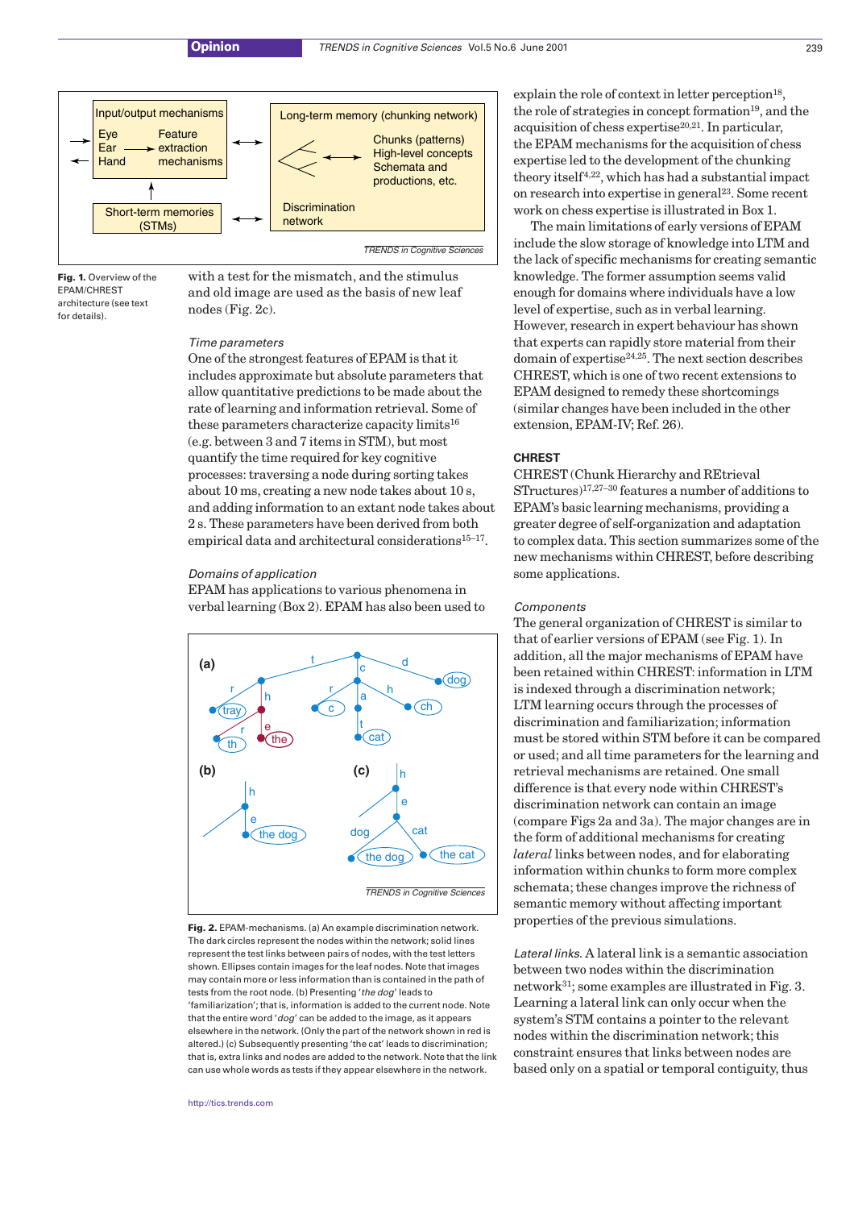Fig. 1. Overview of the EPAM/CHREST architecture (see text for details).

with a test for the mismatch, and the stimulus and old image are used as the basis of new leaf nodes (Fig. 2c).

*Time parameters*

One of the strongest features of EPAM is that it includes approximate but absolute parameters that allow quantitative predictions to be made about the rate of learning and information retrieval. Some of these parameters characterize capacity limits[16] (e.g. between 3 and 7 items in STM), but most quantify the time required for key cognitive processes: traversing a node during sorting takes about 10 ms, creating a new node takes about 10 s, and adding information to an extant node takes about 2 s. These parameters have been derived from both empirical data and architectural considerations[15–17].

*Domains of application*

EPAM has applications to various phenomena in verbal learning (Box 2). EPAM has also been used to explain the role of context in letter perception[18], the role of strategies in concept formation[19], and the acquisition of chess expertise[20,21]. In particular, the EPAM mechanisms for the acquisition of chess expertise led to the development of the chunking theory itself[4,22], which has had a substantial impact on research into expertise in general[23]. Some recent work on chess expertise is illustrated in Box 1.

The main limitations of early versions of EPAM include the slow storage of knowledge into LTM and the lack of specific mechanisms for creating semantic knowledge. The former assumption seems valid enough for domains where individuals have a low level of expertise, such as in verbal learning. However, research in expert behaviour has shown that experts can rapidly store material from their domain of expertise[24,25]. The next section describes CHREST, which is one of two recent extensions to EPAM designed to remedy these shortcomings (similar changes have been included in the other extension, EPAM-IV; Ref. 26).

Fig. 2. EPAM-mechanisms. (a) An example discrimination network. The dark circles represent the nodes within the network; solid lines represent the test links between pairs of nodes, with the test letters shown. Ellipses contain images for the leaf nodes. Note that images may contain more or less information than is contained in the path of tests from the root node. (b) Presenting '*the dog*' leads to 'familiarization'; that is, information is added to the current node. Note that the entire word '*dog*' can be added to the image, as it appears elsewhere in the network. (Only the part of the network shown in red is altered.) (c) Subsequently presenting 'the cat' leads to discrimination; that is, extra links and nodes are added to the network. Note that the link can use whole words as tests if they appear elsewhere in the network.

## CHREST

CHREST (Chunk Hierarchy and REtrieval STructures)[17,27–30] features a number of additions to EPAM's basic learning mechanisms, providing a greater degree of self-organization and adaptation to complex data. This section summarizes some of the new mechanisms within CHREST, before describing some applications.

*Components*

The general organization of CHREST is similar to that of earlier versions of EPAM (see Fig. 1). In addition, all the major mechanisms of EPAM have been retained within CHREST: information in LTM is indexed through a discrimination network; LTM learning occurs through the processes of discrimination and familiarization; information must be stored within STM before it can be compared or used; and all time parameters for the learning and retrieval mechanisms are retained. One small difference is that every node within CHREST's discrimination network can contain an image (compare Figs 2a and 3a). The major changes are in the form of additional mechanisms for creating *lateral* links between nodes, and for elaborating information within chunks to form more complex schemata; these changes improve the richness of semantic memory without affecting important properties of the previous simulations.

*Lateral links.* A lateral link is a semantic association between two nodes within the discrimination network[31]; some examples are illustrated in Fig. 3. Learning a lateral link can only occur when the system's STM contains a pointer to the relevant nodes within the discrimination network; this constraint ensures that links between nodes are based only on a spatial or temporal contiguity, thus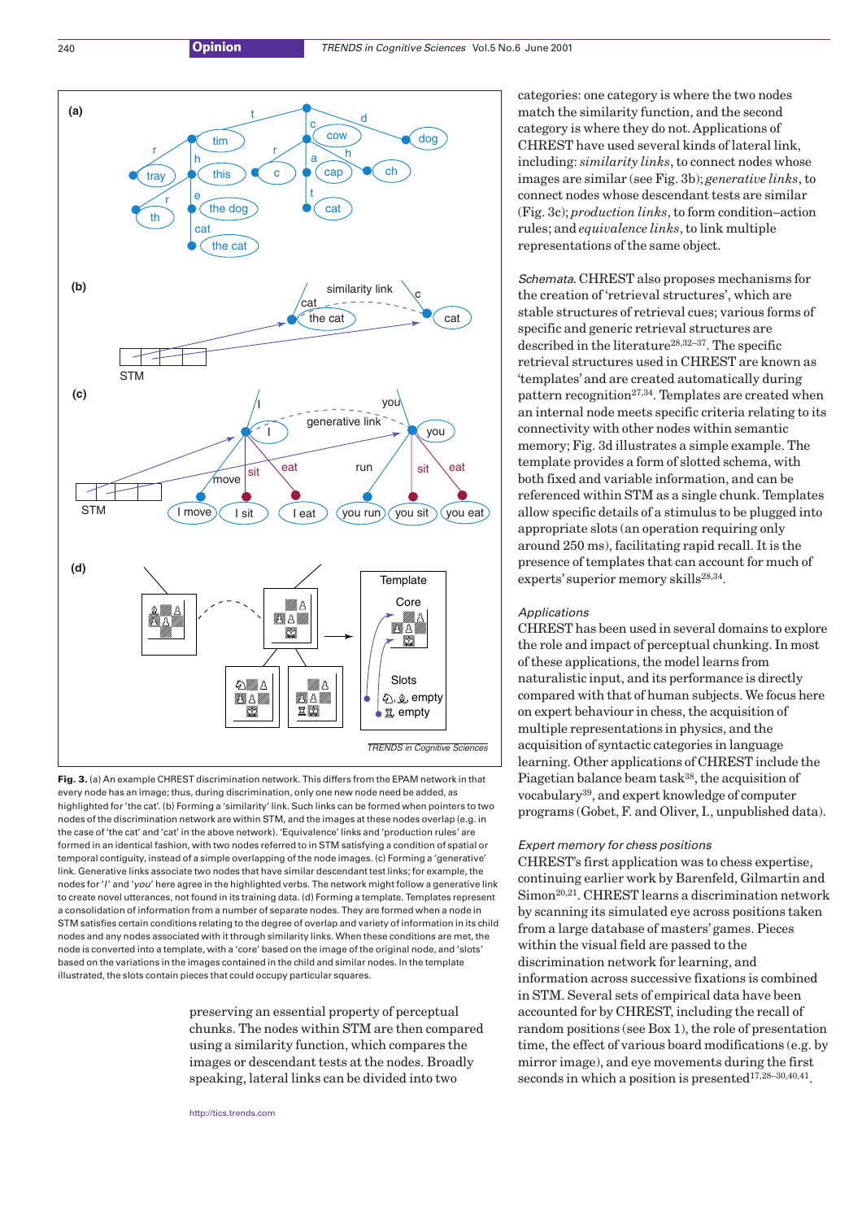**Fig. 3.** (a) An example CHREST discrimination network. This differs from the EPAM network in that every node has an image; thus, during discrimination, only one new node need be added, as highlighted for 'the cat'. (b) Forming a 'similarity' link. Such links can be formed when pointers to two nodes of the discrimination network are within STM, and the images at these nodes overlap (e.g. in the case of 'the cat' and 'cat' in the above network). 'Equivalence' links and 'production rules' are formed in an identical fashion, with two nodes referred to in STM satisfying a condition of spatial or temporal contiguity, instead of a simple overlapping of the node images. (c) Forming a 'generative' link. Generative links associate two nodes that have similar descendant test links; for example, the nodes for '*I*' and '*you*' here agree in the highlighted verbs. The network might follow a generative link to create novel utterances, not found in its training data. (d) Forming a template. Templates represent a consolidation of information from a number of separate nodes. They are formed when a node in STM satisfies certain conditions relating to the degree of overlap and variety of information in its child nodes and any nodes associated with it through similarity links. When these conditions are met, the node is converted into a template, with a 'core' based on the image of the original node, and 'slots' based on the variations in the images contained in the child and similar nodes. In the template illustrated, the slots contain pieces that could occupy particular squares.

preserving an essential property of perceptual chunks. The nodes within STM are then compared using a similarity function, which compares the images or descendant tests at the nodes. Broadly speaking, lateral links can be divided into two categories: one category is where the two nodes match the similarity function, and the second category is where they do not. Applications of CHREST have used several kinds of lateral link, including: *similarity links*, to connect nodes whose images are similar (see Fig. 3b); *generative links*, to connect nodes whose descendant tests are similar (Fig. 3c); *production links*, to form condition–action rules; and *equivalence links*, to link multiple representations of the same object.

*Schemata.* CHREST also proposes mechanisms for the creation of 'retrieval structures', which are stable structures of retrieval cues; various forms of specific and generic retrieval structures are described in the literature[28,32–37]. The specific retrieval structures used in CHREST are known as 'templates' and are created automatically during pattern recognition[27,34]. Templates are created when an internal node meets specific criteria relating to its connectivity with other nodes within semantic memory; Fig. 3d illustrates a simple example. The template provides a form of slotted schema, with both fixed and variable information, and can be referenced within STM as a single chunk. Templates allow specific details of a stimulus to be plugged into appropriate slots (an operation requiring only around 250 ms), facilitating rapid recall. It is the presence of templates that can account for much of experts' superior memory skills[28,34].

### *Applications*

CHREST has been used in several domains to explore the role and impact of perceptual chunking. In most of these applications, the model learns from naturalistic input, and its performance is directly compared with that of human subjects. We focus here on expert behaviour in chess, the acquisition of multiple representations in physics, and the acquisition of syntactic categories in language learning. Other applications of CHREST include the Piagetian balance beam task[38], the acquisition of vocabulary[39], and expert knowledge of computer programs (Gobet, F. and Oliver, I., unpublished data).

#### *Expert memory for chess positions*

CHREST's first application was to chess expertise, continuing earlier work by Barenfeld, Gilmartin and Simon[20,21]. CHREST learns a discrimination network by scanning its simulated eye across positions taken from a large database of masters' games. Pieces within the visual field are passed to the discrimination network for learning, and information across successive fixations is combined in STM. Several sets of empirical data have been accounted for by CHREST, including the recall of random positions (see Box 1), the role of presentation time, the effect of various board modifications (e.g. by mirror image), and eye movements during the first seconds in which a position is presented[17,28–30,40,41].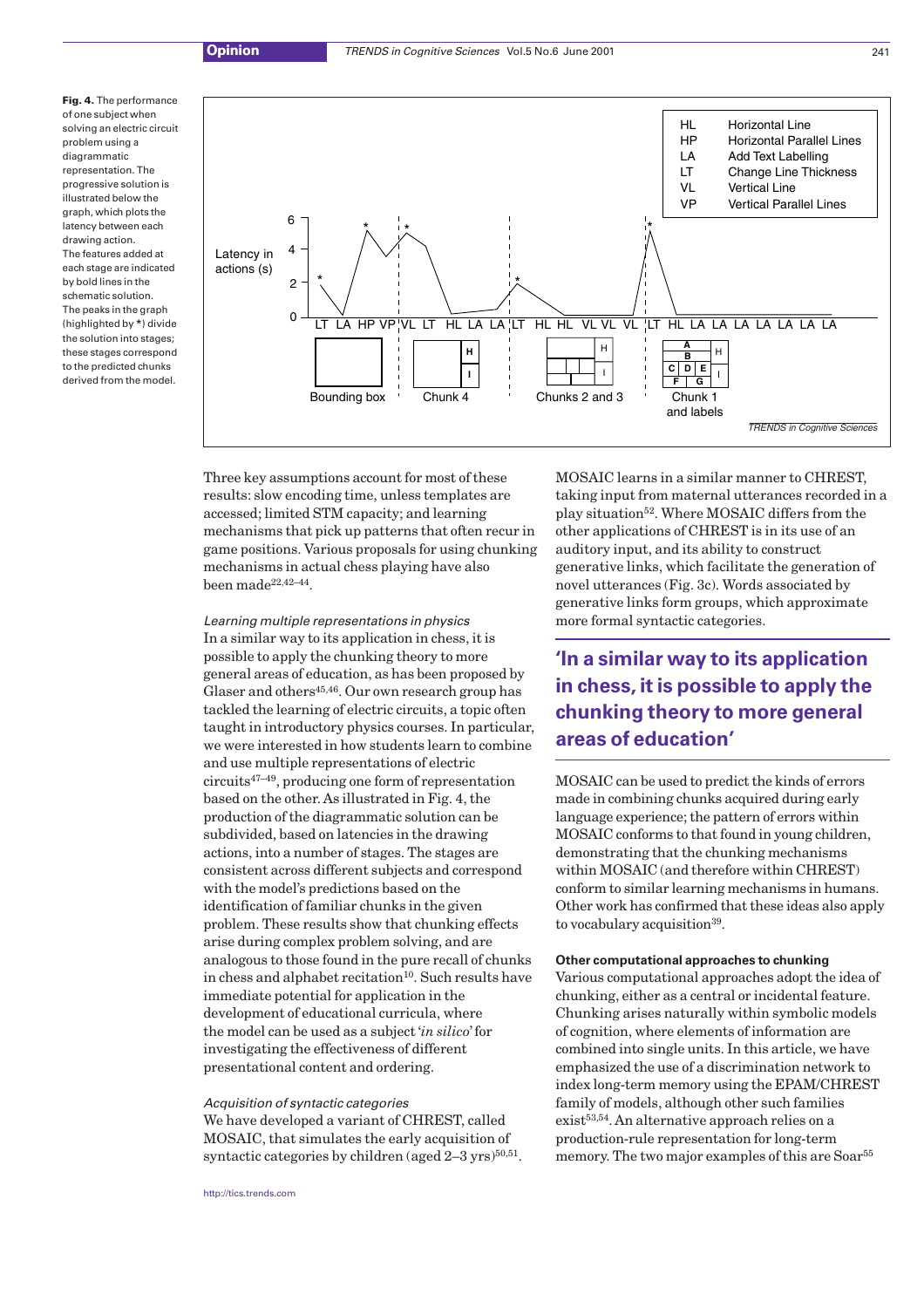**Fig. 4.** The performance of one subject when solving an electric circuit problem using a diagrammatic representation. The progressive solution is illustrated below the graph, which plots the latency between each drawing action. The features added at each stage are indicated by bold lines in the schematic solution. The peaks in the graph (highlighted by *) divide the solution into stages; these stages correspond to the predicted chunks derived from the model.

HL Horizontal Line
HP Horizontal Parallel Lines
LA Add Text Labelling
LT Change Line Thickness
VL Vertical Line
VP Vertical Parallel Lines

Latency in actions (s)
0
2
4
6

LT LA HP VP VL LT HL LA LA LT HL HL VL VL VL LT HL LA LA LA LA LA LA LA

Bounding box
Chunk 4
Chunks 2 and 3
Chunk 1 and labels

Three key assumptions account for most of these results: slow encoding time, unless templates are accessed; limited STM capacity; and learning mechanisms that pick up patterns that often recur in game positions. Various proposals for using chunking mechanisms in actual chess playing have also been made[22,42–44].

*Learning multiple representations in physics*

In a similar way to its application in chess, it is possible to apply the chunking theory to more general areas of education, as has been proposed by Glaser and others[45,46]. Our own research group has tackled the learning of electric circuits, a topic often taught in introductory physics courses. In particular, we were interested in how students learn to combine and use multiple representations of electric circuits[47–49], producing one form of representation based on the other. As illustrated in Fig. 4, the production of the diagrammatic solution can be subdivided, based on latencies in the drawing actions, into a number of stages. The stages are consistent across different subjects and correspond with the model's predictions based on the identification of familiar chunks in the given problem. These results show that chunking effects arise during complex problem solving, and are analogous to those found in the pure recall of chunks in chess and alphabet recitation[10]. Such results have immediate potential for application in the development of educational curricula, where the model can be used as a subject '*in silico*' for investigating the effectiveness of different presentational content and ordering.

*Acquisition of syntactic categories*

We have developed a variant of CHREST, called MOSAIC, that simulates the early acquisition of syntactic categories by children (aged 2–3 yrs)[50,51]. MOSAIC learns in a similar manner to CHREST, taking input from maternal utterances recorded in a play situation[52]. Where MOSAIC differs from the other applications of CHREST is in its use of an auditory input, and its ability to construct generative links, which facilitate the generation of novel utterances (Fig. 3c). Words associated by generative links form groups, which approximate more formal syntactic categories.

**'In a similar way to its application in chess, it is possible to apply the chunking theory to more general areas of education'**

MOSAIC can be used to predict the kinds of errors made in combining chunks acquired during early language experience; the pattern of errors within MOSAIC conforms to that found in young children, demonstrating that the chunking mechanisms within MOSAIC (and therefore within CHREST) conform to similar learning mechanisms in humans. Other work has confirmed that these ideas also apply to vocabulary acquisition[39].

**Other computational approaches to chunking**

Various computational approaches adopt the idea of chunking, either as a central or incidental feature. Chunking arises naturally within symbolic models of cognition, where elements of information are combined into single units. In this article, we have emphasized the use of a discrimination network to index long-term memory using the EPAM/CHREST family of models, although other such families exist[53,54]. An alternative approach relies on a production-rule representation for long-term memory. The two major examples of this are Soar[55]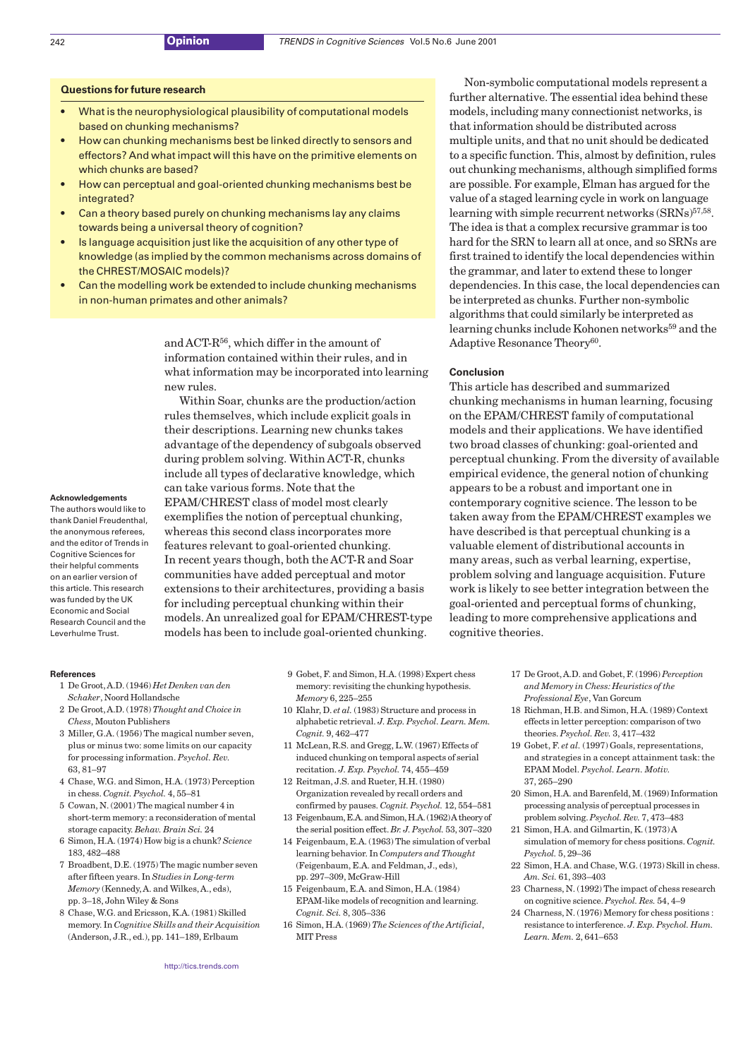### Questions for future research

- What is the neurophysiological plausibility of computational models based on chunking mechanisms?
- How can chunking mechanisms best be linked directly to sensors and effectors? And what impact will this have on the primitive elements on which chunks are based?
- How can perceptual and goal-oriented chunking mechanisms best be integrated?
- Can a theory based purely on chunking mechanisms lay any claims towards being a universal theory of cognition?
- Is language acquisition just like the acquisition of any other type of knowledge (as implied by the common mechanisms across domains of the CHREST/MOSAIC models)?
- Can the modelling work be extended to include chunking mechanisms in non-human primates and other animals?

and ACT-R[56], which differ in the amount of information contained within their rules, and in what information may be incorporated into learning new rules.

Within Soar, chunks are the production/action rules themselves, which include explicit goals in their descriptions. Learning new chunks takes advantage of the dependency of subgoals observed during problem solving. Within ACT-R, chunks include all types of declarative knowledge, which can take various forms. Note that the EPAM/CHREST class of model most clearly exemplifies the notion of perceptual chunking, whereas this second class incorporates more features relevant to goal-oriented chunking. In recent years though, both the ACT-R and Soar communities have added perceptual and motor extensions to their architectures, providing a basis for including perceptual chunking within their models. An unrealized goal for EPAM/CHREST-type models has been to include goal-oriented chunking.

Non-symbolic computational models represent a further alternative. The essential idea behind these models, including many connectionist networks, is that information should be distributed across multiple units, and that no unit should be dedicated to a specific function. This, almost by definition, rules out chunking mechanisms, although simplified forms are possible. For example, Elman has argued for the value of a staged learning cycle in work on language learning with simple recurrent networks (SRNs)[57,58]. The idea is that a complex recursive grammar is too hard for the SRN to learn all at once, and so SRNs are first trained to identify the local dependencies within the grammar, and later to extend these to longer dependencies. In this case, the local dependencies can be interpreted as chunks. Further non-symbolic algorithms that could similarly be interpreted as learning chunks include Kohonen networks[59] and the Adaptive Resonance Theory[60].

### Conclusion

This article has described and summarized chunking mechanisms in human learning, focusing on the EPAM/CHREST family of computational models and their applications. We have identified two broad classes of chunking: goal-oriented and perceptual chunking. From the diversity of available empirical evidence, the general notion of chunking appears to be a robust and important one in contemporary cognitive science. The lesson to be taken away from the EPAM/CHREST examples we have described is that perceptual chunking is a valuable element of distributional accounts in many areas, such as verbal learning, expertise, problem solving and language acquisition. Future work is likely to see better integration between the goal-oriented and perceptual forms of chunking, leading to more comprehensive applications and cognitive theories.

#### Acknowledgements

The authors would like to thank Daniel Freudenthal, the anonymous referees, and the editor of Trends in Cognitive Sciences for their helpful comments on an earlier version of this article. This research was funded by the UK Economic and Social Research Council and the Leverhulme Trust.

### References

1 De Groot, A.D. (1946) *Het Denken van den Schaker*, Noord Hollandsche
2 De Groot, A.D. (1978) *Thought and Choice in Chess*, Mouton Publishers
3 Miller, G.A. (1956) The magical number seven, plus or minus two: some limits on our capacity for processing information. *Psychol. Rev.* 63, 81–97
4 Chase, W.G. and Simon, H.A. (1973) Perception in chess. *Cognit. Psychol.* 4, 55–81
5 Cowan, N. (2001) The magical number 4 in short-term memory: a reconsideration of mental storage capacity. *Behav. Brain Sci.* 24
6 Simon, H.A. (1974) How big is a chunk? *Science* 183, 482–488
7 Broadbent, D.E. (1975) The magic number seven after fifteen years. In *Studies in Long-term Memory* (Kennedy, A. and Wilkes, A., eds), pp. 3–18, John Wiley & Sons
8 Chase, W.G. and Ericsson, K.A. (1981) Skilled memory. In *Cognitive Skills and their Acquisition* (Anderson, J.R., ed.), pp. 141–189, Erlbaum
9 Gobet, F. and Simon, H.A. (1998) Expert chess memory: revisiting the chunking hypothesis. *Memory* 6, 225–255
10 Klahr, D. *et al.* (1983) Structure and process in alphabetic retrieval. *J. Exp. Psychol. Learn. Mem. Cognit.* 9, 462–477
11 McLean, R.S. and Gregg, L.W. (1967) Effects of induced chunking on temporal aspects of serial recitation. *J. Exp. Psychol.* 74, 455–459
12 Reitman, J.S. and Rueter, H.H. (1980) Organization revealed by recall orders and confirmed by pauses. *Cognit. Psychol.* 12, 554–581
13 Feigenbaum, E.A. and Simon, H.A. (1962) A theory of the serial position effect. *Br. J. Psychol.* 53, 307–320
14 Feigenbaum, E.A. (1963) The simulation of verbal learning behavior. In *Computers and Thought* (Feigenbaum, E.A. and Feldman, J., eds), pp. 297–309, McGraw-Hill
15 Feigenbaum, E.A. and Simon, H.A. (1984) EPAM-like models of recognition and learning. *Cognit. Sci.* 8, 305–336
16 Simon, H.A. (1969) *The Sciences of the Artificial*, MIT Press
17 De Groot, A.D. and Gobet, F. (1996) *Perception and Memory in Chess: Heuristics of the Professional Eye*, Van Gorcum
18 Richman, H.B. and Simon, H.A. (1989) Context effects in letter perception: comparison of two theories. *Psychol. Rev.* 3, 417–432
19 Gobet, F. *et al.* (1997) Goals, representations, and strategies in a concept attainment task: the EPAM Model. *Psychol. Learn. Motiv.* 37, 265–290
20 Simon, H.A. and Barenfeld, M. (1969) Information processing analysis of perceptual processes in problem solving. *Psychol. Rev.* 7, 473–483
21 Simon, H.A. and Gilmartin, K. (1973) A simulation of memory for chess positions. *Cognit. Psychol.* 5, 29–36
22 Simon, H.A. and Chase, W.G. (1973) Skill in chess. *Am. Sci.* 61, 393–403
23 Charness, N. (1992) The impact of chess research on cognitive science. *Psychol. Res.* 54, 4–9
24 Charness, N. (1976) Memory for chess positions : resistance to interference. *J. Exp. Psychol. Hum. Learn. Mem.* 2, 641–653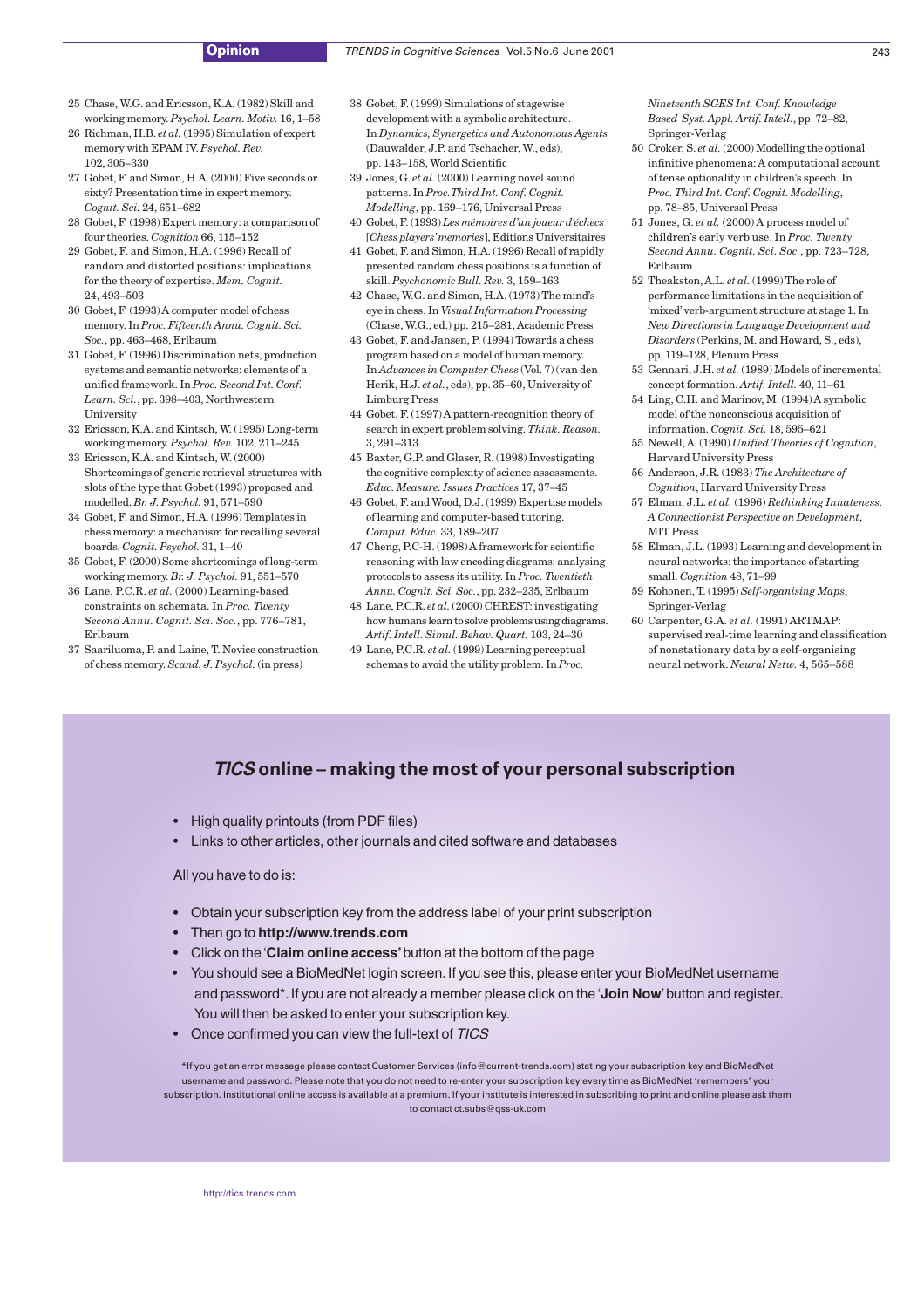25 Chase, W.G. and Ericsson, K.A. (1982) Skill and working memory. *Psychol. Learn. Motiv.* 16, 1–58

26 Richman, H.B. *et al.* (1995) Simulation of expert memory with EPAM IV. *Psychol. Rev.* 102, 305–330

27 Gobet, F. and Simon, H.A. (2000) Five seconds or sixty? Presentation time in expert memory. *Cognit. Sci.* 24, 651–682

28 Gobet, F. (1998) Expert memory: a comparison of four theories. *Cognition* 66, 115–152

29 Gobet, F. and Simon, H.A. (1996) Recall of random and distorted positions: implications for the theory of expertise. *Mem. Cognit.* 24, 493–503

30 Gobet, F. (1993) A computer model of chess memory. In *Proc. Fifteenth Annu. Cognit. Sci. Soc.*, pp. 463–468, Erlbaum

31 Gobet, F. (1996) Discrimination nets, production systems and semantic networks: elements of a unified framework. In *Proc. Second Int. Conf. Learn. Sci.*, pp. 398–403, Northwestern University

32 Ericsson, K.A. and Kintsch, W. (1995) Long-term working memory. *Psychol. Rev.* 102, 211–245

33 Ericsson, K.A. and Kintsch, W. (2000) Shortcomings of generic retrieval structures with slots of the type that Gobet (1993) proposed and modelled. *Br. J. Psychol.* 91, 571–590

34 Gobet, F. and Simon, H.A. (1996) Templates in chess memory: a mechanism for recalling several boards. *Cognit. Psychol.* 31, 1–40

35 Gobet, F. (2000) Some shortcomings of long-term working memory. *Br. J. Psychol.* 91, 551–570

36 Lane, P.C.R. *et al.* (2000) Learning-based constraints on schemata. In *Proc. Twenty Second Annu. Cognit. Sci. Soc.*, pp. 776–781, Erlbaum

37 Saariluoma, P. and Laine, T. Novice construction of chess memory. *Scand. J. Psychol.* (in press)

38 Gobet, F. (1999) Simulations of stagewise development with a symbolic architecture. In *Dynamics, Synergetics and Autonomous Agents* (Dauwalder, J.P. and Tschacher, W., eds), pp. 143–158, World Scientific

39 Jones, G. *et al.* (2000) Learning novel sound patterns. In *Proc. Third Int. Conf. Cognit. Modelling*, pp. 169–176, Universal Press

40 Gobet, F. (1993) *Les mémoires d'un joueur d'échecs* [*Chess players' memories*], Editions Universitaires

41 Gobet, F. and Simon, H.A. (1996) Recall of rapidly presented random chess positions is a function of skill. *Psychonomic Bull. Rev.* 3, 159–163

42 Chase, W.G. and Simon, H.A. (1973) The mind's eye in chess. In *Visual Information Processing* (Chase, W.G., ed.) pp. 215–281, Academic Press

43 Gobet, F. and Jansen, P. (1994) Towards a chess program based on a model of human memory. In *Advances in Computer Chess* (Vol. 7) (van den Herik, H.J. *et al.*, eds), pp. 35–60, University of Limburg Press

44 Gobet, F. (1997) A pattern-recognition theory of search in expert problem solving. *Think. Reason.* 3, 291–313

45 Baxter, G.P. and Glaser, R. (1998) Investigating the cognitive complexity of science assessments. *Educ. Measure. Issues Practices* 17, 37–45

46 Gobet, F. and Wood, D.J. (1999) Expertise models of learning and computer-based tutoring. *Comput. Educ.* 33, 189–207

47 Cheng, P.C-H. (1998) A framework for scientific reasoning with law encoding diagrams: analysing protocols to assess its utility. In *Proc. Twentieth Annu. Cognit. Sci. Soc.*, pp. 232–235, Erlbaum

48 Lane, P.C.R. *et al.* (2000) CHREST: investigating how humans learn to solve problems using diagrams. *Artif. Intell. Simul. Behav. Quart.* 103, 24–30

49 Lane, P.C.R. *et al.* (1999) Learning perceptual schemas to avoid the utility problem. In *Proc. Nineteenth SGES Int. Conf. Knowledge Based Syst. Appl. Artif. Intell.*, pp. 72–82, Springer-Verlag

50 Croker, S. *et al.* (2000) Modelling the optional infinitive phenomena: A computational account of tense optionality in children's speech. In *Proc. Third Int. Conf. Cognit. Modelling*, pp. 78–85, Universal Press

51 Jones, G. *et al.* (2000) A process model of children's early verb use. In *Proc. Twenty Second Annu. Cognit. Sci. Soc.*, pp. 723–728, Erlbaum

52 Theakston, A.L. *et al.* (1999) The role of performance limitations in the acquisition of 'mixed' verb-argument structure at stage 1. In *New Directions in Language Development and Disorders* (Perkins, M. and Howard, S., eds), pp. 119–128, Plenum Press

53 Gennari, J.H. *et al.* (1989) Models of incremental concept formation. *Artif. Intell.* 40, 11–61

54 Ling, C.H. and Marinov, M. (1994) A symbolic model of the nonconscious acquisition of information. *Cognit. Sci.* 18, 595–621

55 Newell, A. (1990) *Unified Theories of Cognition*, Harvard University Press

56 Anderson, J.R. (1983) *The Architecture of Cognition*, Harvard University Press

57 Elman, J.L. *et al.* (1996) *Rethinking Innateness. A Connectionist Perspective on Development*, MIT Press

58 Elman, J.L. (1993) Learning and development in neural networks: the importance of starting small. *Cognition* 48, 71–99

59 Kohonen, T. (1995) *Self-organising Maps*, Springer-Verlag

60 Carpenter, G.A. *et al.* (1991) ARTMAP: supervised real-time learning and classification of nonstationary data by a self-organising neural network. *Neural Netw.* 4, 565–588

## *TICS* online – making the most of your personal subscription

- High quality printouts (from PDF files)
- Links to other articles, other journals and cited software and databases

All you have to do is:

- Obtain your subscription key from the address label of your print subscription
- Then go to **http://www.trends.com**
- Click on the '**Claim online access**' button at the bottom of the page
- You should see a BioMedNet login screen. If you see this, please enter your BioMedNet username and password*. If you are not already a member please click on the '**Join Now**' button and register. You will then be asked to enter your subscription key.
- Once confirmed you can view the full-text of *TICS*

*If you get an error message please contact Customer Services (info@current-trends.com) stating your subscription key and BioMedNet username and password. Please note that you do not need to re-enter your subscription key every time as BioMedNet 'remembers' your subscription. Institutional online access is available at a premium. If your institute is interested in subscribing to print and online please ask them to contact ct.subs@qss-uk.com